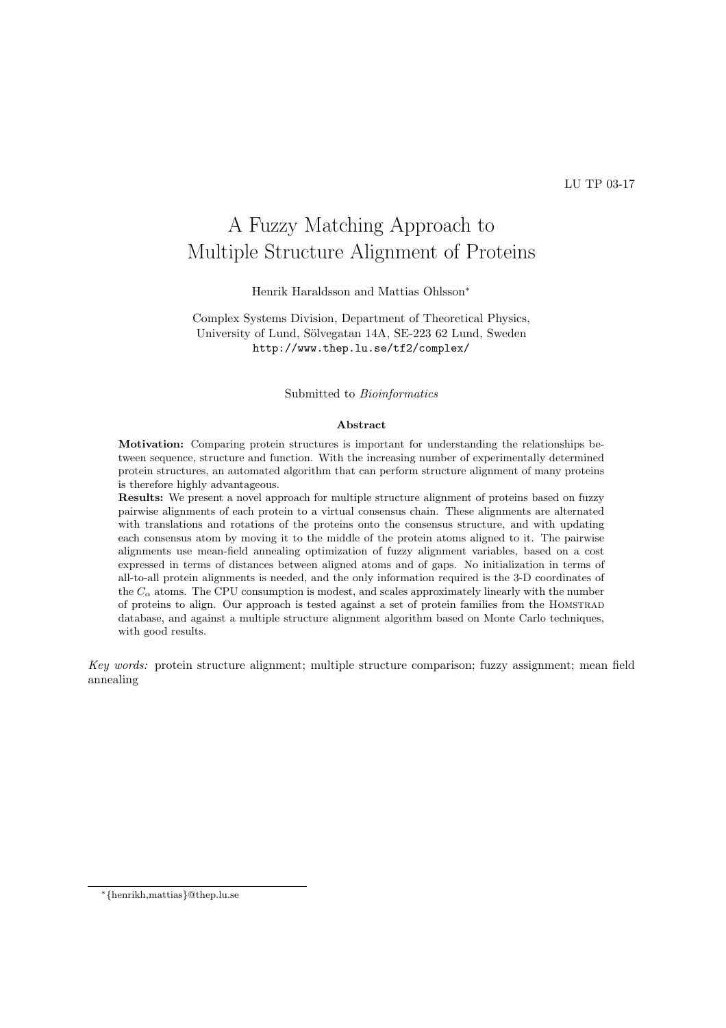LU TP 03-17

# A Fuzzy Matching Approach to Multiple Structure Alignment of Proteins

Henrik Haraldsson and Mattias Ohlsson*

Complex Systems Division, Department of Theoretical Physics,
University of Lund, Sölvegatan 14A, SE-223 62 Lund, Sweden
http://www.thep.lu.se/tf2/complex/

Submitted to *Bioinformatics*

### Abstract

**Motivation:** Comparing protein structures is important for understanding the relationships between sequence, structure and function. With the increasing number of experimentally determined protein structures, an automated algorithm that can perform structure alignment of many proteins is therefore highly advantageous.

**Results:** We present a novel approach for multiple structure alignment of proteins based on fuzzy pairwise alignments of each protein to a virtual consensus chain. These alignments are alternated with translations and rotations of the proteins onto the consensus structure, and with updating each consensus atom by moving it to the middle of the protein atoms aligned to it. The pairwise alignments use mean-field annealing optimization of fuzzy alignment variables, based on a cost expressed in terms of distances between aligned atoms and of gaps. No initialization in terms of all-to-all protein alignments is needed, and the only information required is the 3-D coordinates of the $C_\alpha$ atoms. The CPU consumption is modest, and scales approximately linearly with the number of proteins to align. Our approach is tested against a set of protein families from the HOMSTRAD database, and against a multiple structure alignment algorithm based on Monte Carlo techniques, with good results.

*Key words:* protein structure alignment; multiple structure comparison; fuzzy assignment; mean field annealing

*{henrikh,mattias}@thep.lu.se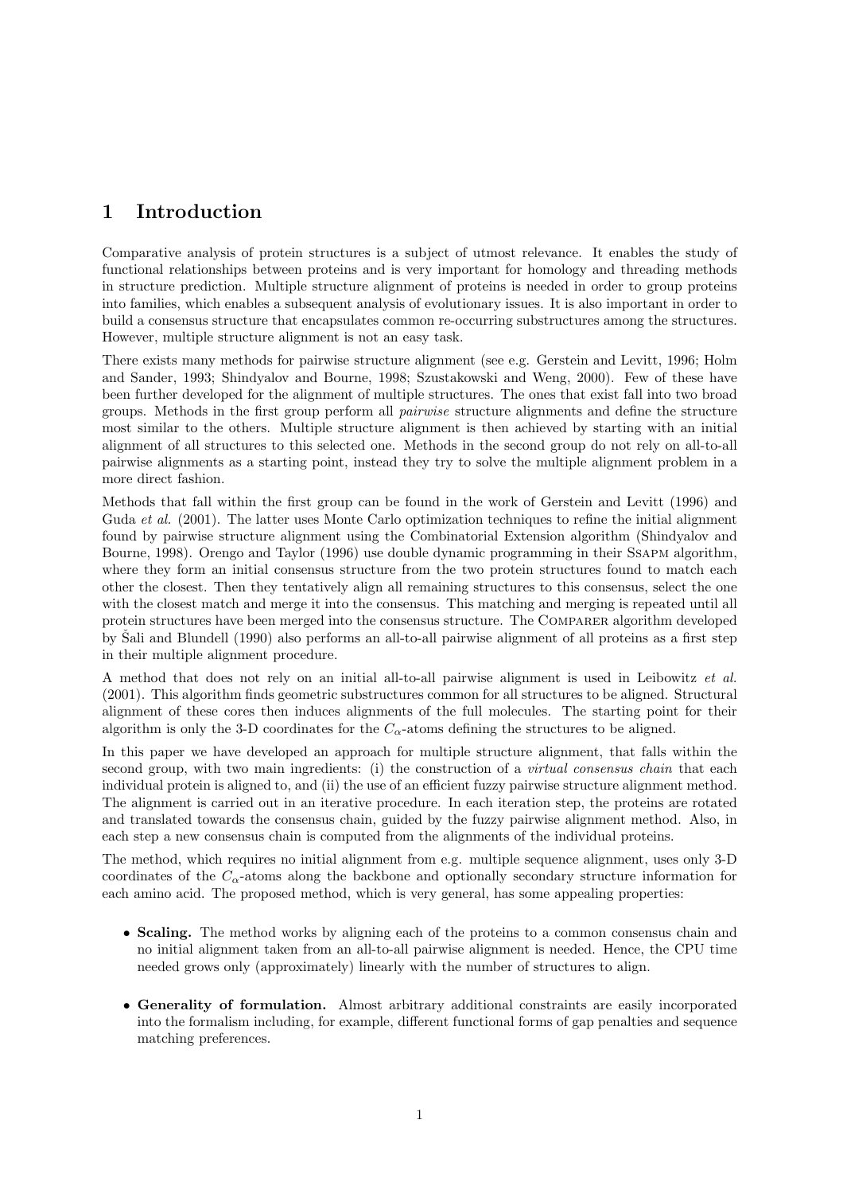# 1 Introduction

Comparative analysis of protein structures is a subject of utmost relevance. It enables the study of functional relationships between proteins and is very important for homology and threading methods in structure prediction. Multiple structure alignment of proteins is needed in order to group proteins into families, which enables a subsequent analysis of evolutionary issues. It is also important in order to build a consensus structure that encapsulates common re-occurring substructures among the structures. However, multiple structure alignment is not an easy task.

There exists many methods for pairwise structure alignment (see e.g. Gerstein and Levitt, 1996; Holm and Sander, 1993; Shindyalov and Bourne, 1998; Szustakowski and Weng, 2000). Few of these have been further developed for the alignment of multiple structures. The ones that exist fall into two broad groups. Methods in the first group perform all *pairwise* structure alignments and define the structure most similar to the others. Multiple structure alignment is then achieved by starting with an initial alignment of all structures to this selected one. Methods in the second group do not rely on all-to-all pairwise alignments as a starting point, instead they try to solve the multiple alignment problem in a more direct fashion.

Methods that fall within the first group can be found in the work of Gerstein and Levitt (1996) and Guda *et al.* (2001). The latter uses Monte Carlo optimization techniques to refine the initial alignment found by pairwise structure alignment using the Combinatorial Extension algorithm (Shindyalov and Bourne, 1998). Orengo and Taylor (1996) use double dynamic programming in their Ssapm algorithm, where they form an initial consensus structure from the two protein structures found to match each other the closest. Then they tentatively align all remaining structures to this consensus, select the one with the closest match and merge it into the consensus. This matching and merging is repeated until all protein structures have been merged into the consensus structure. The Comparer algorithm developed by Šali and Blundell (1990) also performs an all-to-all pairwise alignment of all proteins as a first step in their multiple alignment procedure.

A method that does not rely on an initial all-to-all pairwise alignment is used in Leibowitz *et al.* (2001). This algorithm finds geometric substructures common for all structures to be aligned. Structural alignment of these cores then induces alignments of the full molecules. The starting point for their algorithm is only the 3-D coordinates for the $C_\alpha$-atoms defining the structures to be aligned.

In this paper we have developed an approach for multiple structure alignment, that falls within the second group, with two main ingredients: (i) the construction of a *virtual consensus chain* that each individual protein is aligned to, and (ii) the use of an efficient fuzzy pairwise structure alignment method. The alignment is carried out in an iterative procedure. In each iteration step, the proteins are rotated and translated towards the consensus chain, guided by the fuzzy pairwise alignment method. Also, in each step a new consensus chain is computed from the alignments of the individual proteins.

The method, which requires no initial alignment from e.g. multiple sequence alignment, uses only 3-D coordinates of the $C_\alpha$-atoms along the backbone and optionally secondary structure information for each amino acid. The proposed method, which is very general, has some appealing properties:

- **Scaling.** The method works by aligning each of the proteins to a common consensus chain and no initial alignment taken from an all-to-all pairwise alignment is needed. Hence, the CPU time needed grows only (approximately) linearly with the number of structures to align.

- **Generality of formulation.** Almost arbitrary additional constraints are easily incorporated into the formalism including, for example, different functional forms of gap penalties and sequence matching preferences.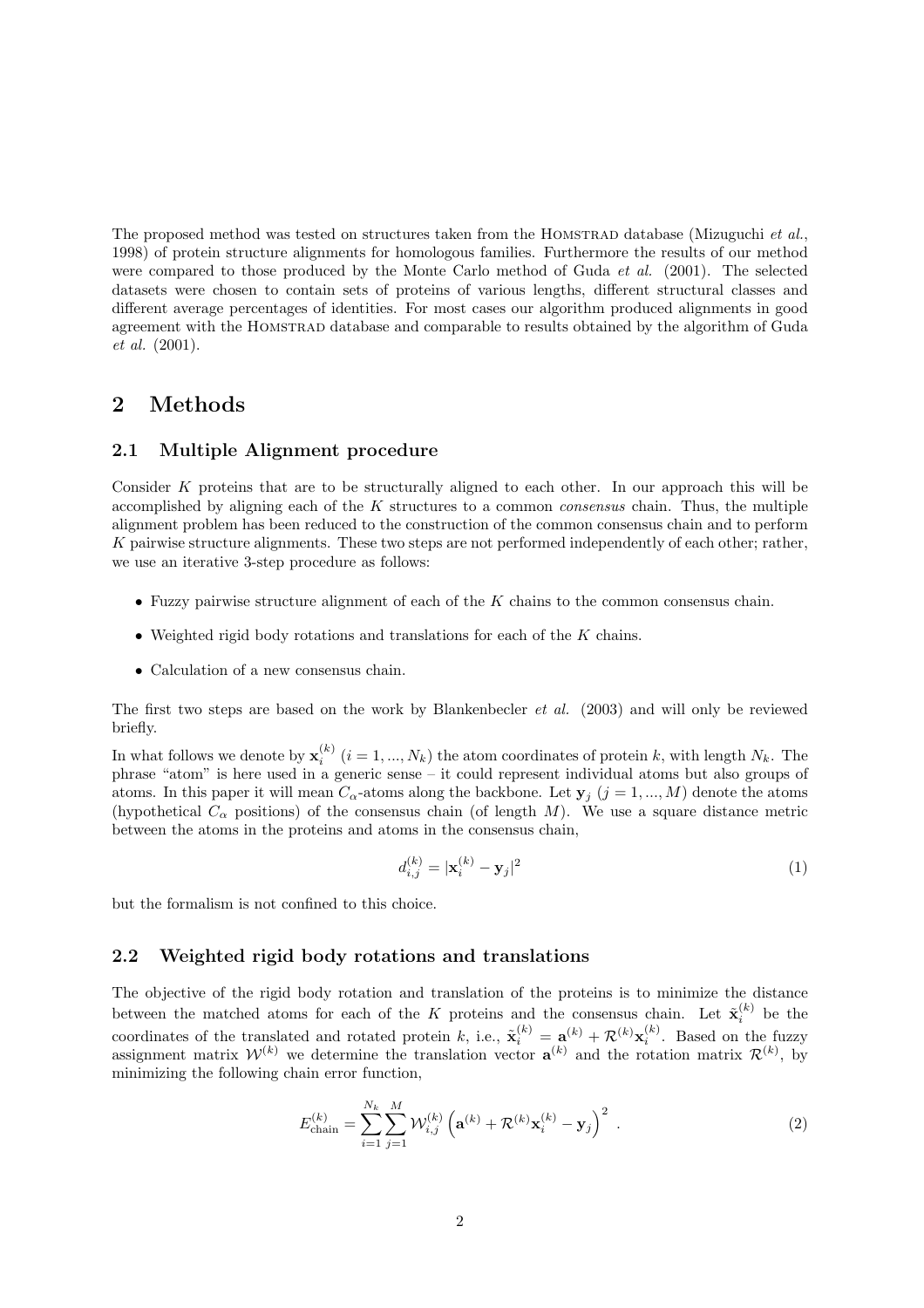The proposed method was tested on structures taken from the HOMSTRAD database (Mizuguchi *et al.*, 1998) of protein structure alignments for homologous families. Furthermore the results of our method were compared to those produced by the Monte Carlo method of Guda *et al.* (2001). The selected datasets were chosen to contain sets of proteins of various lengths, different structural classes and different average percentages of identities. For most cases our algorithm produced alignments in good agreement with the HOMSTRAD database and comparable to results obtained by the algorithm of Guda *et al.* (2001).

## 2 Methods

### 2.1 Multiple Alignment procedure

Consider $K$ proteins that are to be structurally aligned to each other. In our approach this will be accomplished by aligning each of the $K$ structures to a common *consensus* chain. Thus, the multiple alignment problem has been reduced to the construction of the common consensus chain and to perform $K$ pairwise structure alignments. These two steps are not performed independently of each other; rather, we use an iterative 3-step procedure as follows:

- Fuzzy pairwise structure alignment of each of the $K$ chains to the common consensus chain.
- Weighted rigid body rotations and translations for each of the $K$ chains.
- Calculation of a new consensus chain.

The first two steps are based on the work by Blankenbecler *et al.* (2003) and will only be reviewed briefly.

In what follows we denote by $\mathbf{x}_i^{(k)}$ ($i = 1, ..., N_k$) the atom coordinates of protein $k$, with length $N_k$. The phrase "atom" is here used in a generic sense – it could represent individual atoms but also groups of atoms. In this paper it will mean $C_\alpha$-atoms along the backbone. Let $\mathbf{y}_j$ ($j = 1, ..., M$) denote the atoms (hypothetical $C_\alpha$ positions) of the consensus chain (of length $M$). We use a square distance metric between the atoms in the proteins and atoms in the consensus chain,

$$d_{i,j}^{(k)} = |\mathbf{x}_i^{(k)} - \mathbf{y}_j|^2 \tag{1}$$

but the formalism is not confined to this choice.

### 2.2 Weighted rigid body rotations and translations

The objective of the rigid body rotation and translation of the proteins is to minimize the distance between the matched atoms for each of the $K$ proteins and the consensus chain. Let $\tilde{\mathbf{x}}_i^{(k)}$ be the coordinates of the translated and rotated protein $k$, i.e., $\tilde{\mathbf{x}}_i^{(k)} = \mathbf{a}^{(k)} + \mathcal{R}^{(k)}\mathbf{x}_i^{(k)}$. Based on the fuzzy assignment matrix $\mathcal{W}^{(k)}$ we determine the translation vector $\mathbf{a}^{(k)}$ and the rotation matrix $\mathcal{R}^{(k)}$, by minimizing the following chain error function,

$$E_{\text{chain}}^{(k)} = \sum_{i=1}^{N_k} \sum_{j=1}^{M} \mathcal{W}_{i,j}^{(k)} \left( \mathbf{a}^{(k)} + \mathcal{R}^{(k)}\mathbf{x}_i^{(k)} - \mathbf{y}_j \right)^2 . \tag{2}$$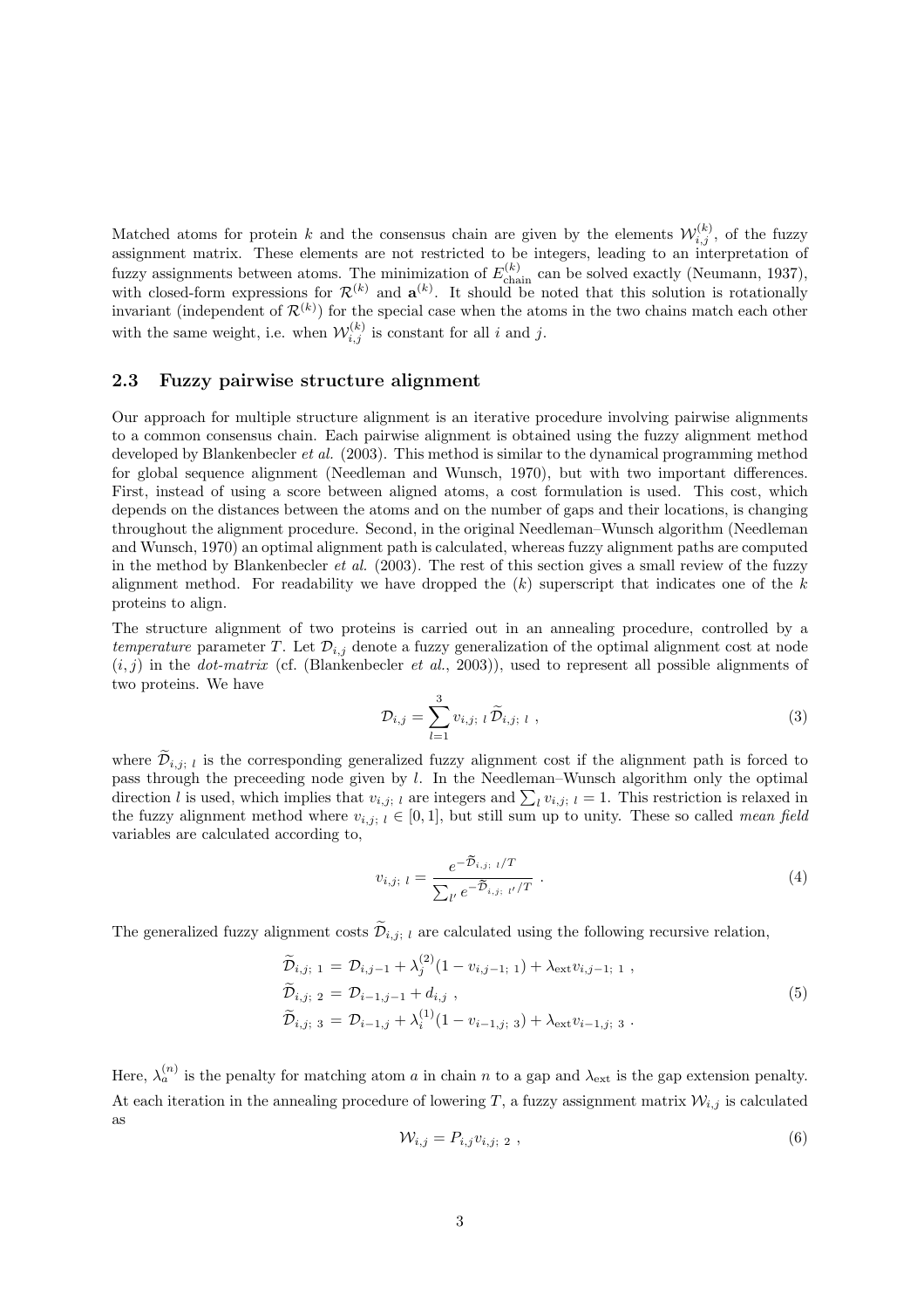Matched atoms for protein $k$ and the consensus chain are given by the elements $\mathcal{W}_{i,j}^{(k)}$, of the fuzzy assignment matrix. These elements are not restricted to be integers, leading to an interpretation of fuzzy assignments between atoms. The minimization of $E_{\text{chain}}^{(k)}$ can be solved exactly (Neumann, 1937), with closed-form expressions for $\mathcal{R}^{(k)}$ and $\mathbf{a}^{(k)}$. It should be noted that this solution is rotationally invariant (independent of $\mathcal{R}^{(k)}$) for the special case when the atoms in the two chains match each other with the same weight, i.e. when $\mathcal{W}_{i,j}^{(k)}$ is constant for all $i$ and $j$.

### 2.3 Fuzzy pairwise structure alignment

Our approach for multiple structure alignment is an iterative procedure involving pairwise alignments to a common consensus chain. Each pairwise alignment is obtained using the fuzzy alignment method developed by Blankenbecler *et al.* (2003). This method is similar to the dynamical programming method for global sequence alignment (Needleman and Wunsch, 1970), but with two important differences. First, instead of using a score between aligned atoms, a cost formulation is used. This cost, which depends on the distances between the atoms and on the number of gaps and their locations, is changing throughout the alignment procedure. Second, in the original Needleman–Wunsch algorithm (Needleman and Wunsch, 1970) an optimal alignment path is calculated, whereas fuzzy alignment paths are computed in the method by Blankenbecler *et al.* (2003). The rest of this section gives a small review of the fuzzy alignment method. For readability we have dropped the $(k)$ superscript that indicates one of the $k$ proteins to align.

The structure alignment of two proteins is carried out in an annealing procedure, controlled by a *temperature* parameter $T$. Let $\mathcal{D}_{i,j}$ denote a fuzzy generalization of the optimal alignment cost at node $(i,j)$ in the *dot-matrix* (cf. (Blankenbecler *et al.*, 2003)), used to represent all possible alignments of two proteins. We have

$$\mathcal{D}_{i,j} = \sum_{l=1}^{3} v_{i,j;\,l}\,\widetilde{\mathcal{D}}_{i,j;\,l}\ , \tag{3}$$

where $\widetilde{\mathcal{D}}_{i,j;\,l}$ is the corresponding generalized fuzzy alignment cost if the alignment path is forced to pass through the preceeding node given by $l$. In the Needleman–Wunsch algorithm only the optimal direction $l$ is used, which implies that $v_{i,j;\,l}$ are integers and $\sum_l v_{i,j;\,l} = 1$. This restriction is relaxed in the fuzzy alignment method where $v_{i,j;\,l} \in [0,1]$, but still sum up to unity. These so called *mean field* variables are calculated according to,

$$v_{i,j;\,l} = \frac{e^{-\widetilde{\mathcal{D}}_{i,j;\,l}/T}}{\sum_{l'} e^{-\widetilde{\mathcal{D}}_{i,j;\,l'}/T}}\ . \tag{4}$$

The generalized fuzzy alignment costs $\widetilde{\mathcal{D}}_{i,j;\,l}$ are calculated using the following recursive relation,

$$\begin{aligned}
\widetilde{\mathcal{D}}_{i,j;\,1} &= \mathcal{D}_{i,j-1} + \lambda_j^{(2)}(1 - v_{i,j-1;\,1}) + \lambda_{\text{ext}} v_{i,j-1;\,1}\ ,\\
\widetilde{\mathcal{D}}_{i,j;\,2} &= \mathcal{D}_{i-1,j-1} + d_{i,j}\ ,\\
\widetilde{\mathcal{D}}_{i,j;\,3} &= \mathcal{D}_{i-1,j} + \lambda_i^{(1)}(1 - v_{i-1,j;\,3}) + \lambda_{\text{ext}} v_{i-1,j;\,3}\ .
\end{aligned} \tag{5}$$

Here, $\lambda_a^{(n)}$ is the penalty for matching atom $a$ in chain $n$ to a gap and $\lambda_{\text{ext}}$ is the gap extension penalty.

At each iteration in the annealing procedure of lowering $T$, a fuzzy assignment matrix $\mathcal{W}_{i,j}$ is calculated as

$$\mathcal{W}_{i,j} = P_{i,j} v_{i,j;\,2}\ , \tag{6}$$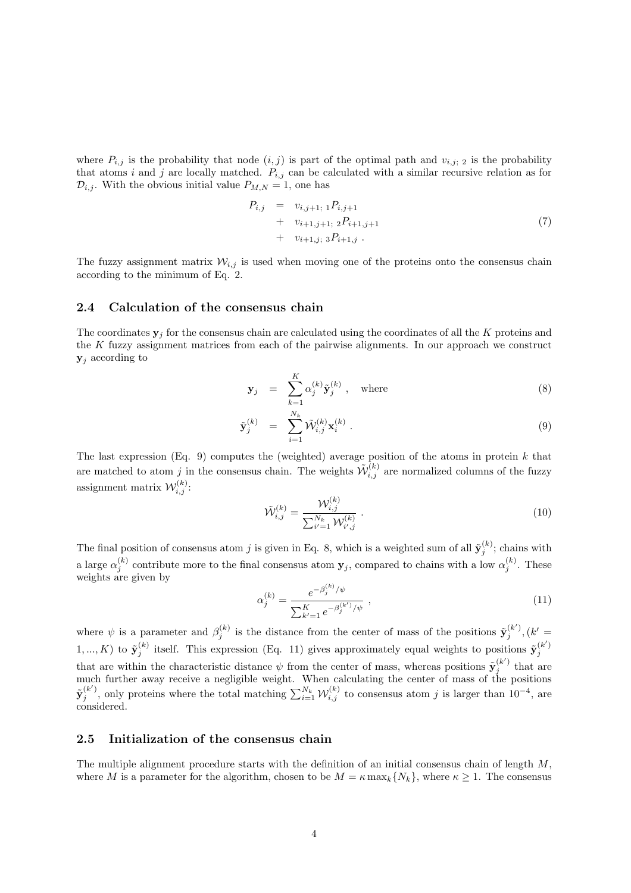where $P_{i,j}$ is the probability that node $(i, j)$ is part of the optimal path and $v_{i,j;\,2}$ is the probability that atoms $i$ and $j$ are locally matched. $P_{i,j}$ can be calculated with a similar recursive relation as for $\mathcal{D}_{i,j}$. With the obvious initial value $P_{M,N} = 1$, one has

$$
\begin{aligned}
P_{i,j} &= v_{i,j+1;\,1} P_{i,j+1} \\
&+ v_{i+1,j+1;\,2} P_{i+1,j+1} \\
&+ v_{i+1,j;\,3} P_{i+1,j} \; .
\end{aligned} \tag{7}
$$

The fuzzy assignment matrix $\mathcal{W}_{i,j}$ is used when moving one of the proteins onto the consensus chain according to the minimum of Eq. 2.

## 2.4 Calculation of the consensus chain

The coordinates $\mathbf{y}_j$ for the consensus chain are calculated using the coordinates of all the $K$ proteins and the $K$ fuzzy assignment matrices from each of the pairwise alignments. In our approach we construct $\mathbf{y}_j$ according to

$$
\mathbf{y}_j = \sum_{k=1}^{K} \alpha_j^{(k)} \tilde{\mathbf{y}}_j^{(k)} \; , \quad \text{where} \tag{8}
$$

$$
\tilde{\mathbf{y}}_j^{(k)} = \sum_{i=1}^{N_k} \tilde{\mathcal{W}}_{i,j}^{(k)} \mathbf{x}_i^{(k)} \; . \tag{9}
$$

The last expression (Eq. 9) computes the (weighted) average position of the atoms in protein $k$ that are matched to atom $j$ in the consensus chain. The weights $\tilde{\mathcal{W}}_{i,j}^{(k)}$ are normalized columns of the fuzzy assignment matrix $\mathcal{W}_{i,j}^{(k)}$:

$$
\tilde{\mathcal{W}}_{i,j}^{(k)} = \frac{\mathcal{W}_{i,j}^{(k)}}{\sum_{i'=1}^{N_k} \mathcal{W}_{i',j}^{(k)}} \; . \tag{10}
$$

The final position of consensus atom $j$ is given in Eq. 8, which is a weighted sum of all $\tilde{\mathbf{y}}_j^{(k)}$; chains with a large $\alpha_j^{(k)}$ contribute more to the final consensus atom $\mathbf{y}_j$, compared to chains with a low $\alpha_j^{(k)}$. These weights are given by

$$
\alpha_j^{(k)} = \frac{e^{-\beta_j^{(k)}/\psi}}{\sum_{k'=1}^{K} e^{-\beta_j^{(k')}/\psi}} \; , \tag{11}
$$

where $\psi$ is a parameter and $\beta_j^{(k)}$ is the distance from the center of mass of the positions $\tilde{\mathbf{y}}_j^{(k')}, (k' = 1, ..., K)$ to $\tilde{\mathbf{y}}_j^{(k)}$ itself. This expression (Eq. 11) gives approximately equal weights to positions $\tilde{\mathbf{y}}_j^{(k')}$ that are within the characteristic distance $\psi$ from the center of mass, whereas positions $\tilde{\mathbf{y}}_j^{(k')}$ that are much further away receive a negligible weight. When calculating the center of mass of the positions $\tilde{\mathbf{y}}_j^{(k')}$, only proteins where the total matching $\sum_{i=1}^{N_k} \mathcal{W}_{i,j}^{(k)}$ to consensus atom $j$ is larger than $10^{-4}$, are considered.

## 2.5 Initialization of the consensus chain

The multiple alignment procedure starts with the definition of an initial consensus chain of length $M$, where $M$ is a parameter for the algorithm, chosen to be $M = \kappa \max_k\{N_k\}$, where $\kappa \geq 1$. The consensus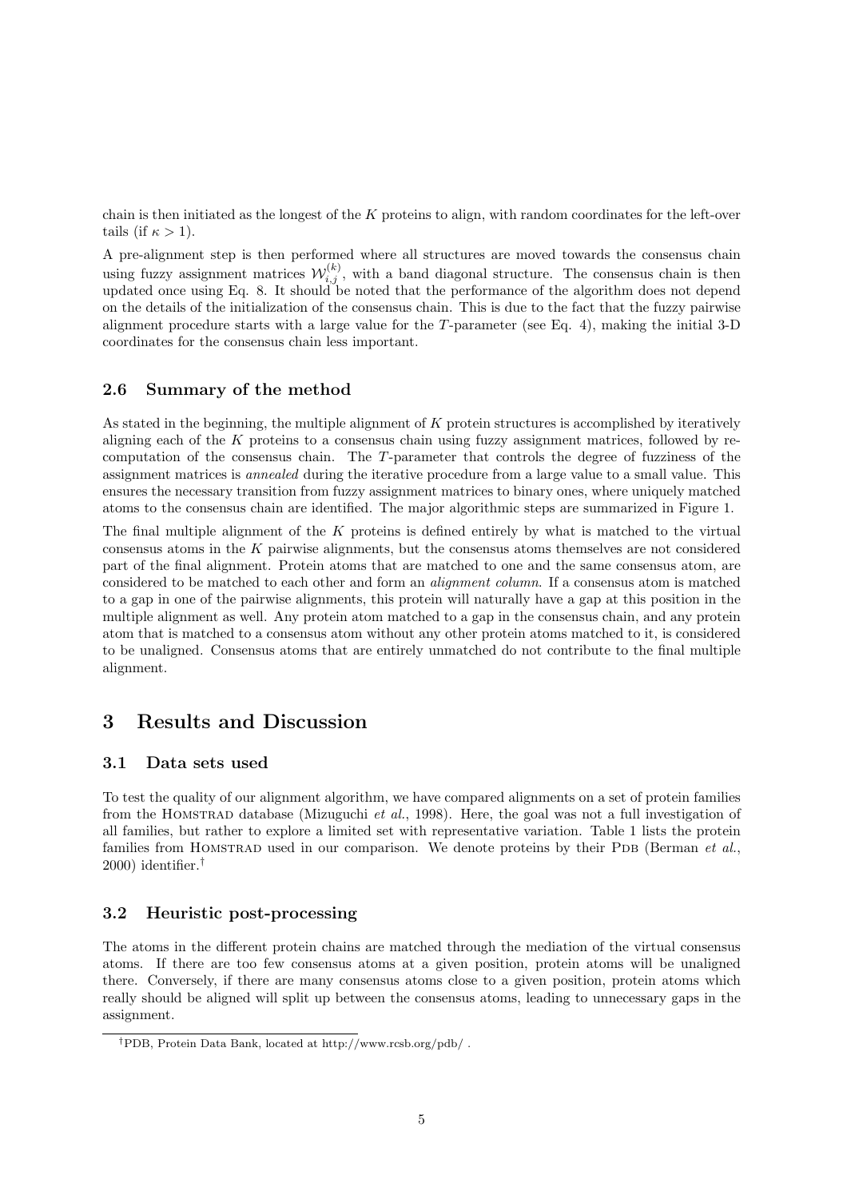chain is then initiated as the longest of the $K$ proteins to align, with random coordinates for the left-over tails (if $\kappa > 1$).

A pre-alignment step is then performed where all structures are moved towards the consensus chain using fuzzy assignment matrices $\mathcal{W}_{i,j}^{(k)}$, with a band diagonal structure. The consensus chain is then updated once using Eq. 8. It should be noted that the performance of the algorithm does not depend on the details of the initialization of the consensus chain. This is due to the fact that the fuzzy pairwise alignment procedure starts with a large value for the $T$-parameter (see Eq. 4), making the initial 3-D coordinates for the consensus chain less important.

### 2.6 Summary of the method

As stated in the beginning, the multiple alignment of $K$ protein structures is accomplished by iteratively aligning each of the $K$ proteins to a consensus chain using fuzzy assignment matrices, followed by re-computation of the consensus chain. The $T$-parameter that controls the degree of fuzziness of the assignment matrices is *annealed* during the iterative procedure from a large value to a small value. This ensures the necessary transition from fuzzy assignment matrices to binary ones, where uniquely matched atoms to the consensus chain are identified. The major algorithmic steps are summarized in Figure 1.

The final multiple alignment of the $K$ proteins is defined entirely by what is matched to the virtual consensus atoms in the $K$ pairwise alignments, but the consensus atoms themselves are not considered part of the final alignment. Protein atoms that are matched to one and the same consensus atom, are considered to be matched to each other and form an *alignment column*. If a consensus atom is matched to a gap in one of the pairwise alignments, this protein will naturally have a gap at this position in the multiple alignment as well. Any protein atom matched to a gap in the consensus chain, and any protein atom that is matched to a consensus atom without any other protein atoms matched to it, is considered to be unaligned. Consensus atoms that are entirely unmatched do not contribute to the final multiple alignment.

## 3 Results and Discussion

### 3.1 Data sets used

To test the quality of our alignment algorithm, we have compared alignments on a set of protein families from the HOMSTRAD database (Mizuguchi *et al.*, 1998). Here, the goal was not a full investigation of all families, but rather to explore a limited set with representative variation. Table 1 lists the protein families from HOMSTRAD used in our comparison. We denote proteins by their PDB (Berman *et al.*, 2000) identifier.[†]

### 3.2 Heuristic post-processing

The atoms in the different protein chains are matched through the mediation of the virtual consensus atoms. If there are too few consensus atoms at a given position, protein atoms will be unaligned there. Conversely, if there are many consensus atoms close to a given position, protein atoms which really should be aligned will split up between the consensus atoms, leading to unnecessary gaps in the assignment.

[†]PDB, Protein Data Bank, located at http://www.rcsb.org/pdb/ .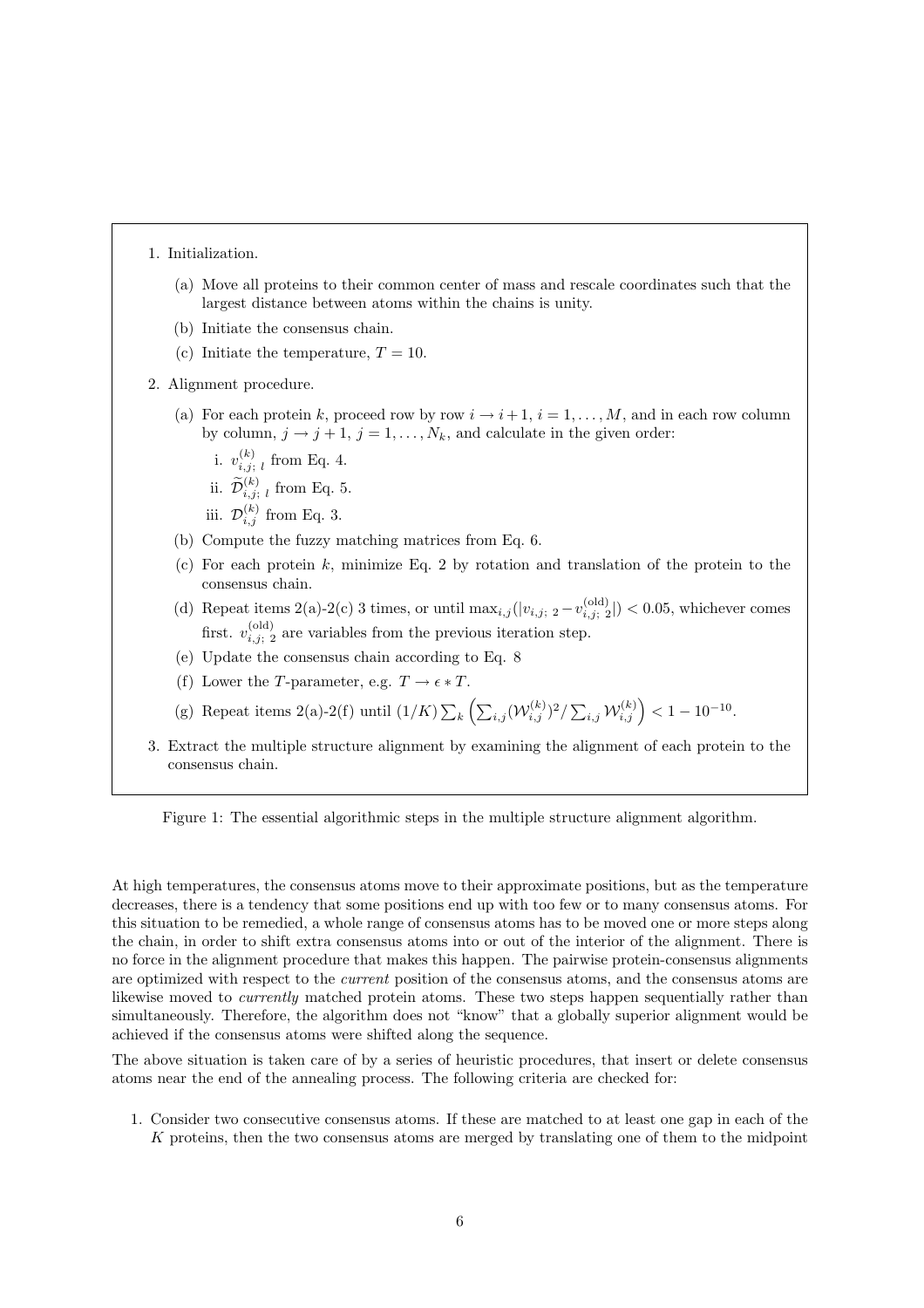1. Initialization.

   (a) Move all proteins to their common center of mass and rescale coordinates such that the largest distance between atoms within the chains is unity.

   (b) Initiate the consensus chain.

   (c) Initiate the temperature, $T = 10$.

2. Alignment procedure.

   (a) For each protein $k$, proceed row by row $i \to i+1$, $i = 1, \ldots, M$, and in each row column by column, $j \to j+1$, $j = 1, \ldots, N_k$, and calculate in the given order:

      i. $v^{(k)}_{i,j;\ l}$ from Eq. 4.

      ii. $\widetilde{\mathcal{D}}^{(k)}_{i,j;\ l}$ from Eq. 5.

      iii. $\mathcal{D}^{(k)}_{i,j}$ from Eq. 3.

   (b) Compute the fuzzy matching matrices from Eq. 6.

   (c) For each protein $k$, minimize Eq. 2 by rotation and translation of the protein to the consensus chain.

   (d) Repeat items 2(a)-2(c) 3 times, or until $\max_{i,j}(|v_{i,j;\ 2} - v^{(\mathrm{old})}_{i,j;\ 2}|) < 0.05$, whichever comes first. $v^{(\mathrm{old})}_{i,j;\ 2}$ are variables from the previous iteration step.

   (e) Update the consensus chain according to Eq. 8

   (f) Lower the $T$-parameter, e.g. $T \to \epsilon * T$.

   (g) Repeat items 2(a)-2(f) until $(1/K)\sum_k \left(\sum_{i,j}(\mathcal{W}^{(k)}_{i,j})^2 / \sum_{i,j}\mathcal{W}^{(k)}_{i,j}\right) < 1 - 10^{-10}$.

3. Extract the multiple structure alignment by examining the alignment of each protein to the consensus chain.

Figure 1: The essential algorithmic steps in the multiple structure alignment algorithm.

At high temperatures, the consensus atoms move to their approximate positions, but as the temperature decreases, there is a tendency that some positions end up with too few or to many consensus atoms. For this situation to be remedied, a whole range of consensus atoms has to be moved one or more steps along the chain, in order to shift extra consensus atoms into or out of the interior of the alignment. There is no force in the alignment procedure that makes this happen. The pairwise protein-consensus alignments are optimized with respect to the *current* position of the consensus atoms, and the consensus atoms are likewise moved to *currently* matched protein atoms. These two steps happen sequentially rather than simultaneously. Therefore, the algorithm does not "know" that a globally superior alignment would be achieved if the consensus atoms were shifted along the sequence.

The above situation is taken care of by a series of heuristic procedures, that insert or delete consensus atoms near the end of the annealing process. The following criteria are checked for:

1. Consider two consecutive consensus atoms. If these are matched to at least one gap in each of the $K$ proteins, then the two consensus atoms are merged by translating one of them to the midpoint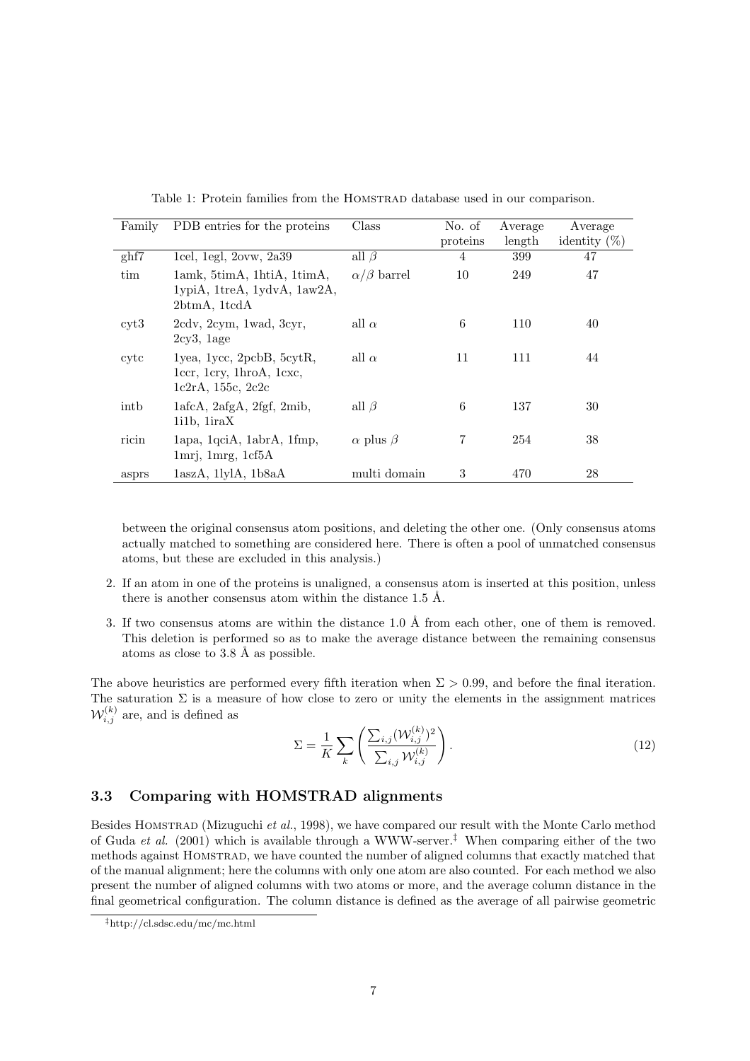Table 1: Protein families from the HOMSTRAD database used in our comparison.

| Family | PDB entries for the proteins | Class | No. of proteins | Average length | Average identity (%) |
|---|---|---|---|---|---|
| ghf7 | 1cel, 1egl, 2ovw, 2a39 | all $\beta$ | 4 | 399 | 47 |
| tim | 1amk, 5timA, 1htiA, 1timA, 1ypiA, 1treA, 1ydvA, 1aw2A, 2btmA, 1tcdA | $\alpha/\beta$ barrel | 10 | 249 | 47 |
| cyt3 | 2cdv, 2cym, 1wad, 3cyr, 2cy3, 1age | all $\alpha$ | 6 | 110 | 40 |
| cytc | 1yea, 1ycc, 2pcbB, 5cytR, 1ccr, 1cry, 1hroA, 1cxc, 1c2rA, 155c, 2c2c | all $\alpha$ | 11 | 111 | 44 |
| intb | 1afcA, 2afgA, 2fgf, 2mib, 1i1b, 1iraX | all $\beta$ | 6 | 137 | 30 |
| ricin | 1apa, 1qciA, 1abrA, 1fmp, 1mrj, 1mrg, 1cf5A | $\alpha$ plus $\beta$ | 7 | 254 | 38 |
| asprs | 1aszA, 1lylA, 1b8aA | multi domain | 3 | 470 | 28 |

between the original consensus atom positions, and deleting the other one. (Only consensus atoms actually matched to something are considered here. There is often a pool of unmatched consensus atoms, but these are excluded in this analysis.)

2. If an atom in one of the proteins is unaligned, a consensus atom is inserted at this position, unless there is another consensus atom within the distance 1.5 Å.

3. If two consensus atoms are within the distance 1.0 Å from each other, one of them is removed. This deletion is performed so as to make the average distance between the remaining consensus atoms as close to 3.8 Å as possible.

The above heuristics are performed every fifth iteration when $\Sigma > 0.99$, and before the final iteration. The saturation $\Sigma$ is a measure of how close to zero or unity the elements in the assignment matrices $\mathcal{W}_{i,j}^{(k)}$ are, and is defined as

$$\Sigma = \frac{1}{K} \sum_{k} \left( \frac{\sum_{i,j} (\mathcal{W}_{i,j}^{(k)})^2}{\sum_{i,j} \mathcal{W}_{i,j}^{(k)}} \right). \tag{12}$$

### 3.3 Comparing with HOMSTRAD alignments

Besides HOMSTRAD (Mizuguchi *et al.*, 1998), we have compared our result with the Monte Carlo method of Guda *et al.* (2001) which is available through a WWW-server.[‡] When comparing either of the two methods against HOMSTRAD, we have counted the number of aligned columns that exactly matched that of the manual alignment; here the columns with only one atom are also counted. For each method we also present the number of aligned columns with two atoms or more, and the average column distance in the final geometrical configuration. The column distance is defined as the average of all pairwise geometric

[‡]http://cl.sdsc.edu/mc/mc.html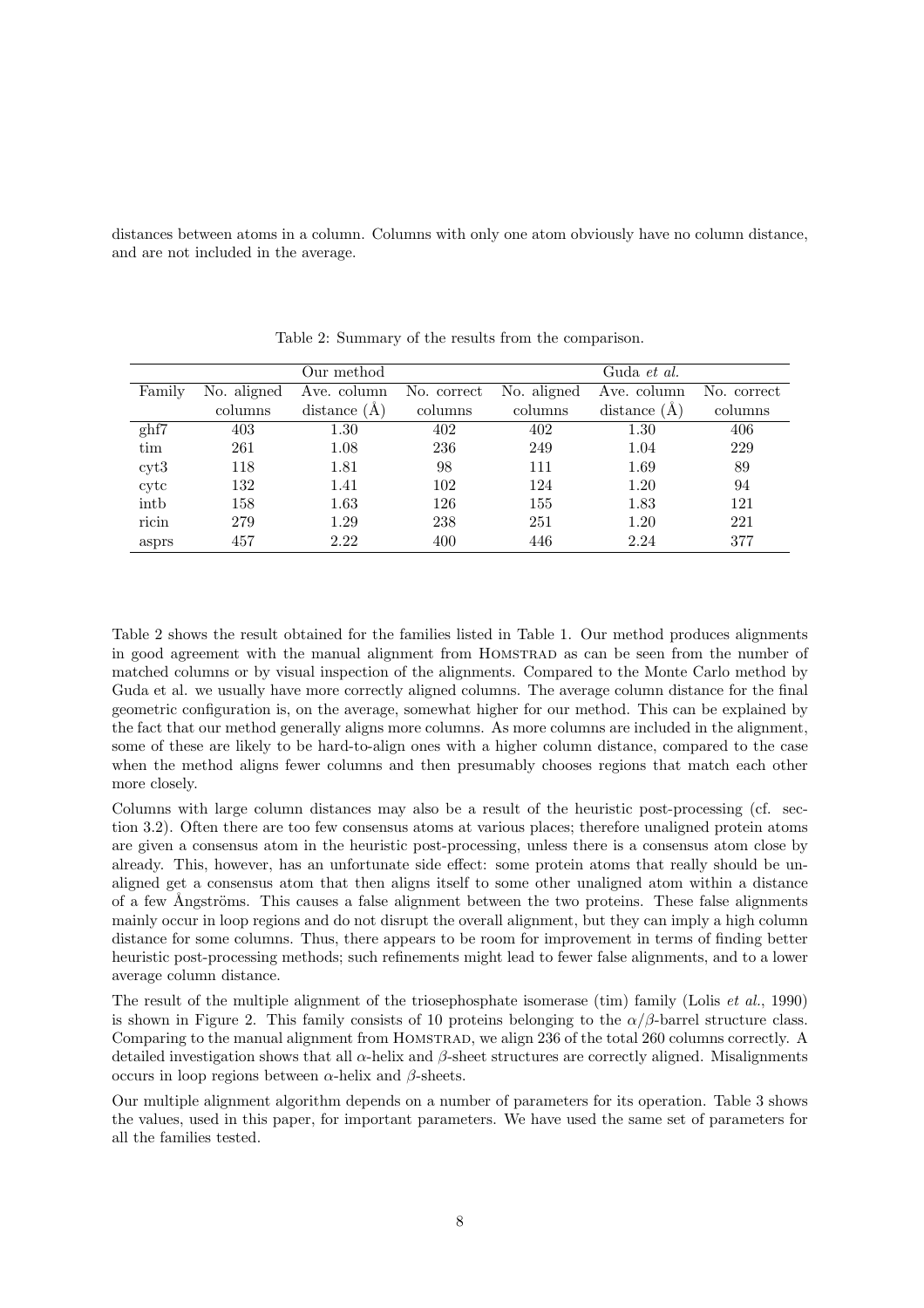distances between atoms in a column. Columns with only one atom obviously have no column distance, and are not included in the average.

Table 2: Summary of the results from the comparison.

| | Our method | | | Guda *et al.* | | |
|---|---|---|---|---|---|---|
| Family | No. aligned columns | Ave. column distance (Å) | No. correct columns | No. aligned columns | Ave. column distance (Å) | No. correct columns |
| ghf7 | 403 | 1.30 | 402 | 402 | 1.30 | 406 |
| tim | 261 | 1.08 | 236 | 249 | 1.04 | 229 |
| cyt3 | 118 | 1.81 | 98 | 111 | 1.69 | 89 |
| cytc | 132 | 1.41 | 102 | 124 | 1.20 | 94 |
| intb | 158 | 1.63 | 126 | 155 | 1.83 | 121 |
| ricin | 279 | 1.29 | 238 | 251 | 1.20 | 221 |
| asprs | 457 | 2.22 | 400 | 446 | 2.24 | 377 |

Table 2 shows the result obtained for the families listed in Table 1. Our method produces alignments in good agreement with the manual alignment from HOMSTRAD as can be seen from the number of matched columns or by visual inspection of the alignments. Compared to the Monte Carlo method by Guda et al. we usually have more correctly aligned columns. The average column distance for the final geometric configuration is, on the average, somewhat higher for our method. This can be explained by the fact that our method generally aligns more columns. As more columns are included in the alignment, some of these are likely to be hard-to-align ones with a higher column distance, compared to the case when the method aligns fewer columns and then presumably chooses regions that match each other more closely.

Columns with large column distances may also be a result of the heuristic post-processing (cf. section 3.2). Often there are too few consensus atoms at various places; therefore unaligned protein atoms are given a consensus atom in the heuristic post-processing, unless there is a consensus atom close by already. This, however, has an unfortunate side effect: some protein atoms that really should be unaligned get a consensus atom that then aligns itself to some other unaligned atom within a distance of a few Ångströms. This causes a false alignment between the two proteins. These false alignments mainly occur in loop regions and do not disrupt the overall alignment, but they can imply a high column distance for some columns. Thus, there appears to be room for improvement in terms of finding better heuristic post-processing methods; such refinements might lead to fewer false alignments, and to a lower average column distance.

The result of the multiple alignment of the triosephosphate isomerase (tim) family (Lolis *et al.*, 1990) is shown in Figure 2. This family consists of 10 proteins belonging to the $\alpha/\beta$-barrel structure class. Comparing to the manual alignment from HOMSTRAD, we align 236 of the total 260 columns correctly. A detailed investigation shows that all $\alpha$-helix and $\beta$-sheet structures are correctly aligned. Misalignments occurs in loop regions between $\alpha$-helix and $\beta$-sheets.

Our multiple alignment algorithm depends on a number of parameters for its operation. Table 3 shows the values, used in this paper, for important parameters. We have used the same set of parameters for all the families tested.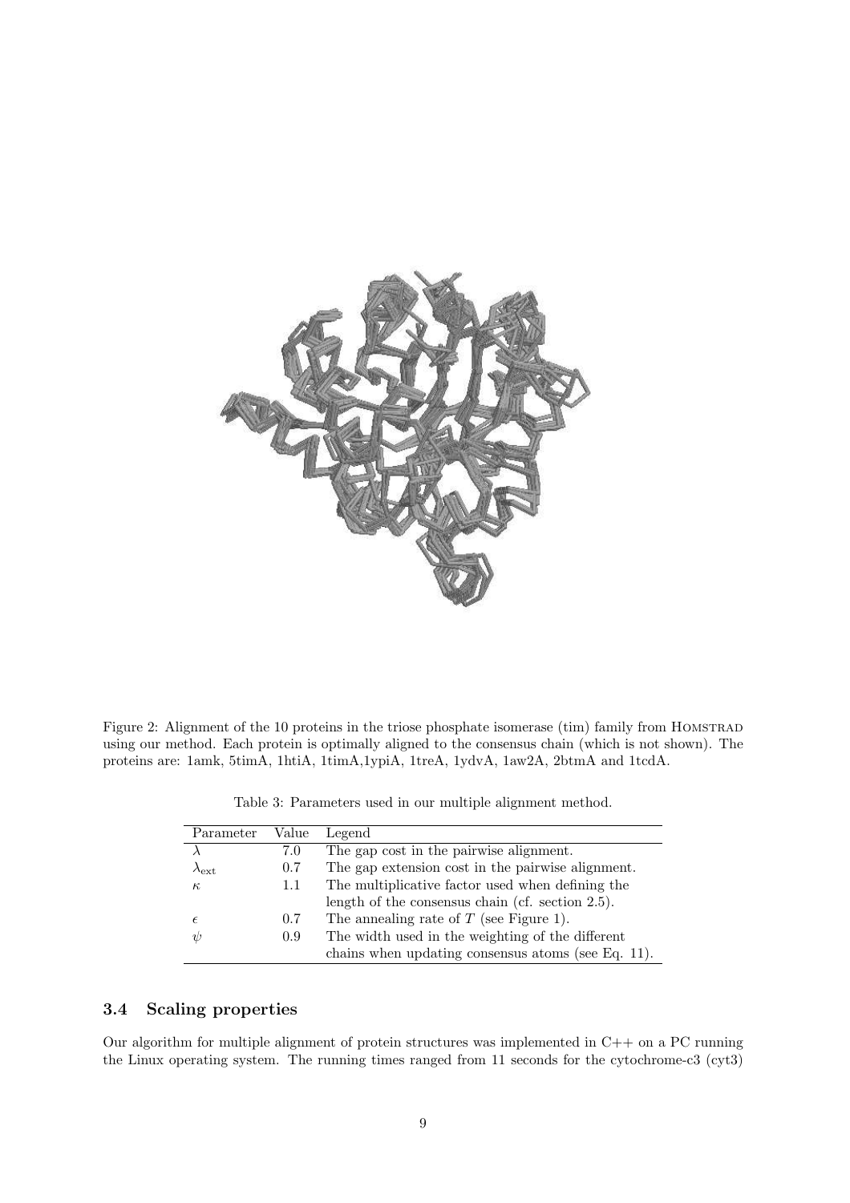Figure 2: Alignment of the 10 proteins in the triose phosphate isomerase (tim) family from HOMSTRAD using our method. Each protein is optimally aligned to the consensus chain (which is not shown). The proteins are: 1amk, 5timA, 1htiA, 1timA,1ypiA, 1treA, 1ydvA, 1aw2A, 2btmA and 1tcdA.

Table 3: Parameters used in our multiple alignment method.

| Parameter | Value | Legend |
|---|---|---|
| $\lambda$ | 7.0 | The gap cost in the pairwise alignment. |
| $\lambda_{\text{ext}}$ | 0.7 | The gap extension cost in the pairwise alignment. |
| $\kappa$ | 1.1 | The multiplicative factor used when defining the length of the consensus chain (cf. section 2.5). |
| $\epsilon$ | 0.7 | The annealing rate of $T$ (see Figure 1). |
| $\psi$ | 0.9 | The width used in the weighting of the different chains when updating consensus atoms (see Eq. 11). |

### 3.4 Scaling properties

Our algorithm for multiple alignment of protein structures was implemented in C++ on a PC running the Linux operating system. The running times ranged from 11 seconds for the cytochrome-c3 (cyt3)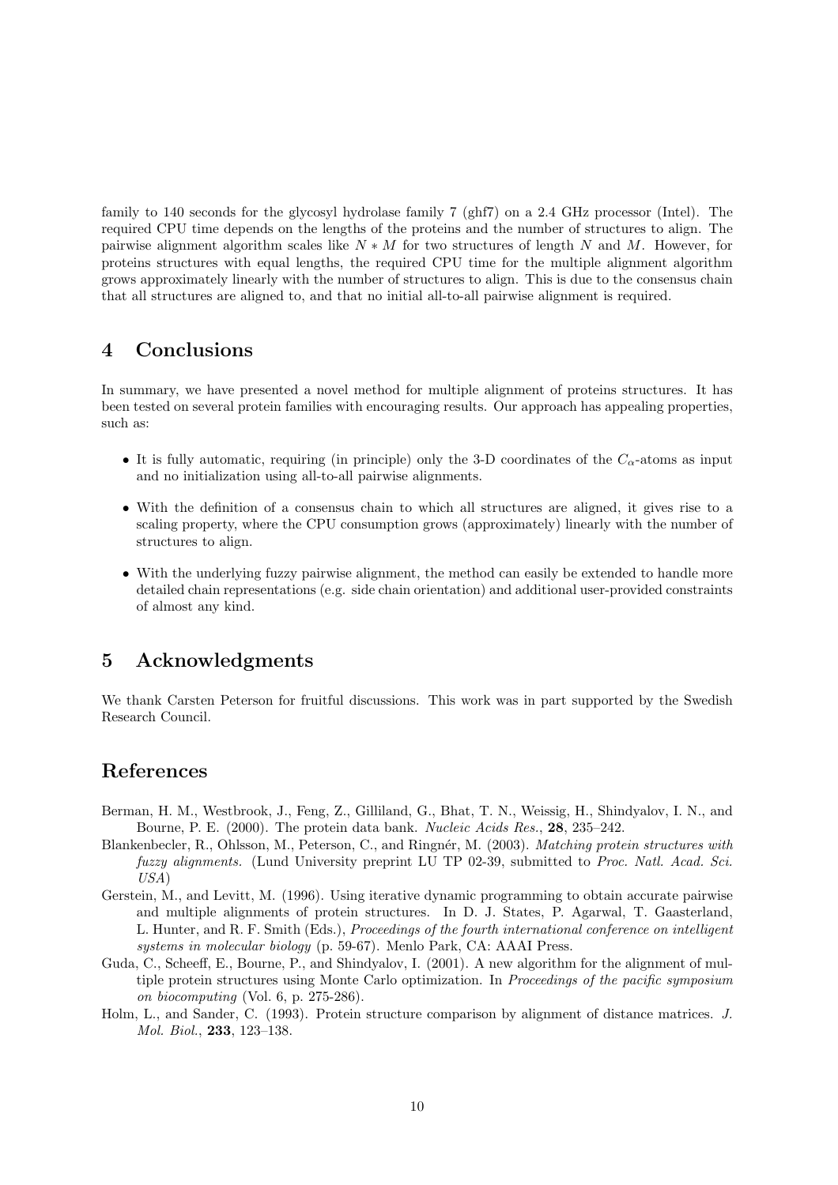family to 140 seconds for the glycosyl hydrolase family 7 (ghf7) on a 2.4 GHz processor (Intel). The required CPU time depends on the lengths of the proteins and the number of structures to align. The pairwise alignment algorithm scales like $N * M$ for two structures of length $N$ and $M$. However, for proteins structures with equal lengths, the required CPU time for the multiple alignment algorithm grows approximately linearly with the number of structures to align. This is due to the consensus chain that all structures are aligned to, and that no initial all-to-all pairwise alignment is required.

## 4 Conclusions

In summary, we have presented a novel method for multiple alignment of proteins structures. It has been tested on several protein families with encouraging results. Our approach has appealing properties, such as:

- It is fully automatic, requiring (in principle) only the 3-D coordinates of the $C_\alpha$-atoms as input and no initialization using all-to-all pairwise alignments.
- With the definition of a consensus chain to which all structures are aligned, it gives rise to a scaling property, where the CPU consumption grows (approximately) linearly with the number of structures to align.
- With the underlying fuzzy pairwise alignment, the method can easily be extended to handle more detailed chain representations (e.g. side chain orientation) and additional user-provided constraints of almost any kind.

## 5 Acknowledgments

We thank Carsten Peterson for fruitful discussions. This work was in part supported by the Swedish Research Council.

## References

Berman, H. M., Westbrook, J., Feng, Z., Gilliland, G., Bhat, T. N., Weissig, H., Shindyalov, I. N., and Bourne, P. E. (2000). The protein data bank. *Nucleic Acids Res.*, **28**, 235–242.

Blankenbecler, R., Ohlsson, M., Peterson, C., and Ringnér, M. (2003). *Matching protein structures with fuzzy alignments.* (Lund University preprint LU TP 02-39, submitted to *Proc. Natl. Acad. Sci. USA*)

Gerstein, M., and Levitt, M. (1996). Using iterative dynamic programming to obtain accurate pairwise and multiple alignments of protein structures. In D. J. States, P. Agarwal, T. Gaasterland, L. Hunter, and R. F. Smith (Eds.), *Proceedings of the fourth international conference on intelligent systems in molecular biology* (p. 59-67). Menlo Park, CA: AAAI Press.

Guda, C., Scheeff, E., Bourne, P., and Shindyalov, I. (2001). A new algorithm for the alignment of multiple protein structures using Monte Carlo optimization. In *Proceedings of the pacific symposium on biocomputing* (Vol. 6, p. 275-286).

Holm, L., and Sander, C. (1993). Protein structure comparison by alignment of distance matrices. *J. Mol. Biol.*, **233**, 123–138.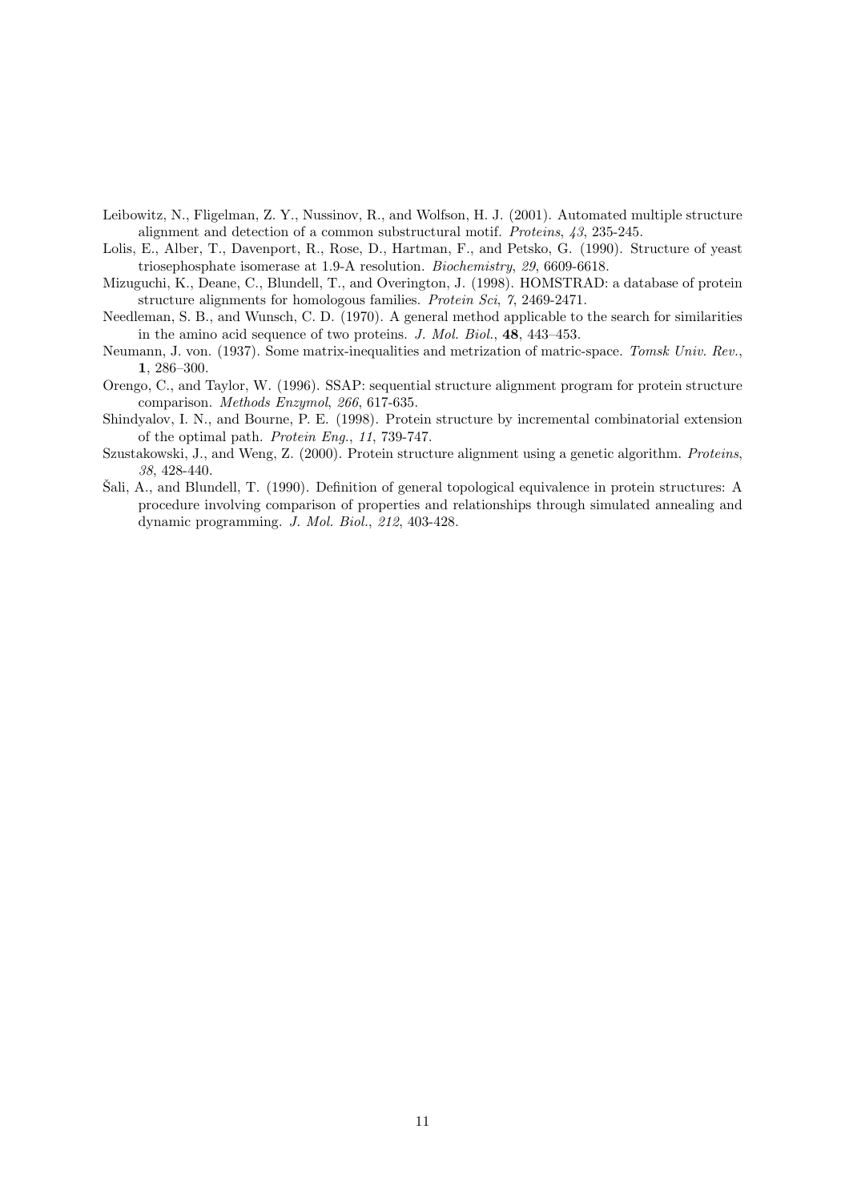Leibowitz, N., Fligelman, Z. Y., Nussinov, R., and Wolfson, H. J. (2001). Automated multiple structure alignment and detection of a common substructural motif. *Proteins*, *43*, 235-245.

Lolis, E., Alber, T., Davenport, R., Rose, D., Hartman, F., and Petsko, G. (1990). Structure of yeast triosephosphate isomerase at 1.9-A resolution. *Biochemistry*, *29*, 6609-6618.

Mizuguchi, K., Deane, C., Blundell, T., and Overington, J. (1998). HOMSTRAD: a database of protein structure alignments for homologous families. *Protein Sci*, *7*, 2469-2471.

Needleman, S. B., and Wunsch, C. D. (1970). A general method applicable to the search for similarities in the amino acid sequence of two proteins. *J. Mol. Biol.*, **48**, 443–453.

Neumann, J. von. (1937). Some matrix-inequalities and metrization of matric-space. *Tomsk Univ. Rev.*, **1**, 286–300.

Orengo, C., and Taylor, W. (1996). SSAP: sequential structure alignment program for protein structure comparison. *Methods Enzymol*, *266*, 617-635.

Shindyalov, I. N., and Bourne, P. E. (1998). Protein structure by incremental combinatorial extension of the optimal path. *Protein Eng.*, *11*, 739-747.

Szustakowski, J., and Weng, Z. (2000). Protein structure alignment using a genetic algorithm. *Proteins*, *38*, 428-440.

Šali, A., and Blundell, T. (1990). Definition of general topological equivalence in protein structures: A procedure involving comparison of properties and relationships through simulated annealing and dynamic programming. *J. Mol. Biol.*, *212*, 403-428.